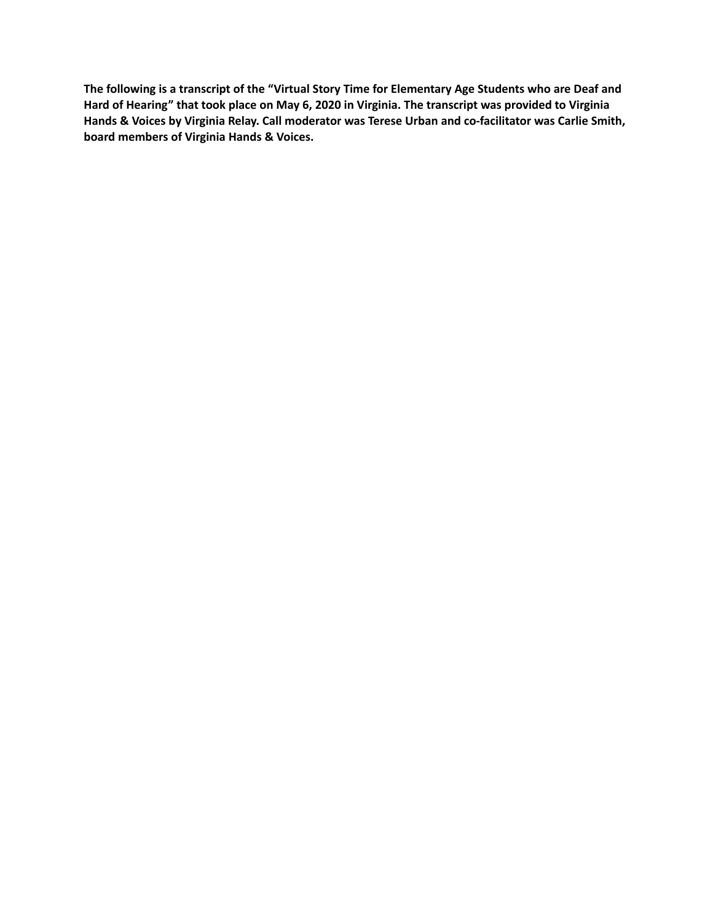**The following is a transcript of the "Virtual Story Time for Elementary Age Students who are Deaf and Hard of Hearing" that took place on May 6, 2020 in Virginia. The transcript was provided to Virginia Hands & Voices by Virginia Relay. Call moderator was Terese Urban and co-facilitator was Carlie Smith, board members of Virginia Hands & Voices.**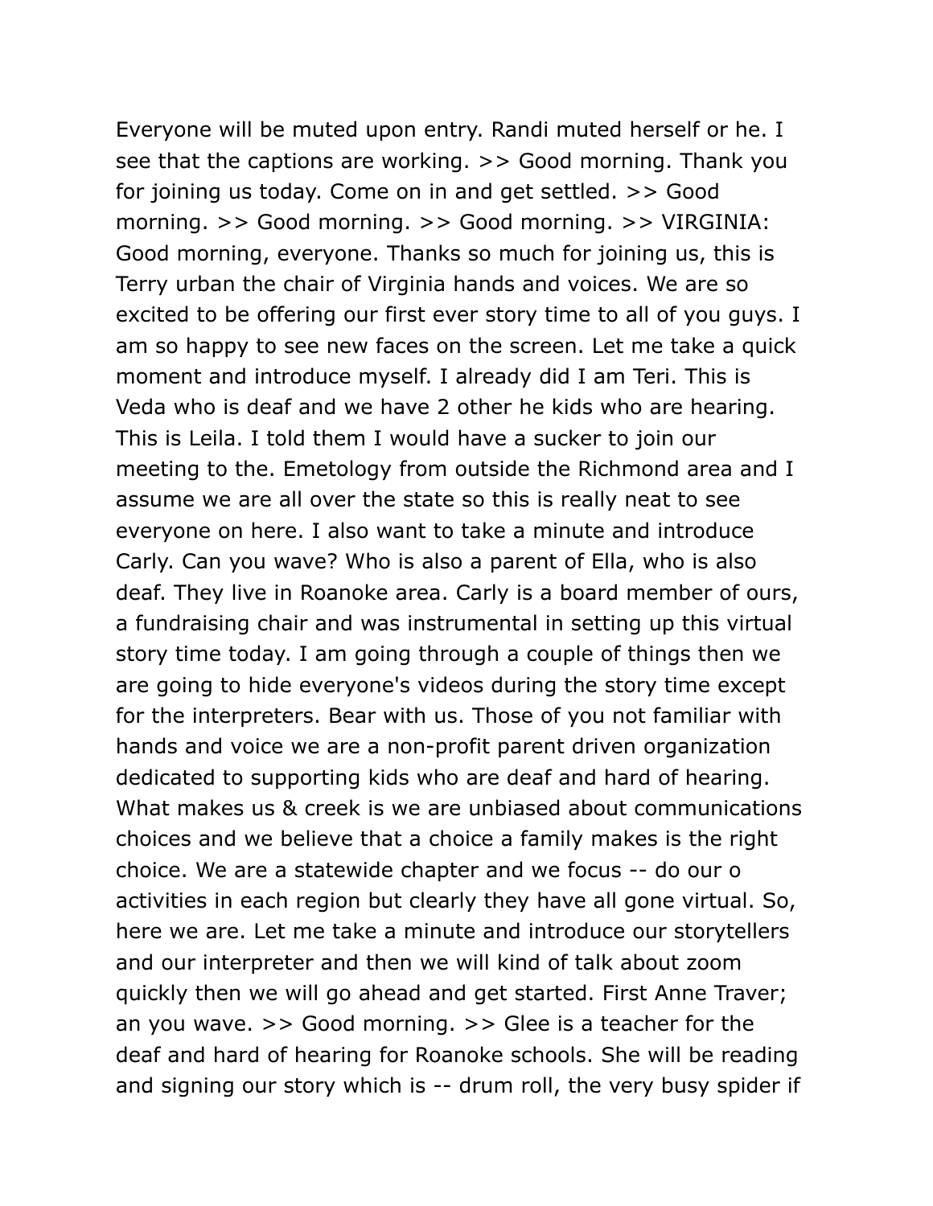Everyone will be muted upon entry. Randi muted herself or he. I see that the captions are working. >> Good morning. Thank you for joining us today. Come on in and get settled. >> Good morning. >> Good morning. >> Good morning. >> VIRGINIA: Good morning, everyone. Thanks so much for joining us, this is Terry urban the chair of Virginia hands and voices. We are so excited to be offering our first ever story time to all of you guys. I am so happy to see new faces on the screen. Let me take a quick moment and introduce myself. I already did I am Teri. This is Veda who is deaf and we have 2 other he kids who are hearing. This is Leila. I told them I would have a sucker to join our meeting to the. Emetology from outside the Richmond area and I assume we are all over the state so this is really neat to see everyone on here. I also want to take a minute and introduce Carly. Can you wave? Who is also a parent of Ella, who is also deaf. They live in Roanoke area. Carly is a board member of ours, a fundraising chair and was instrumental in setting up this virtual story time today. I am going through a couple of things then we are going to hide everyone's videos during the story time except for the interpreters. Bear with us. Those of you not familiar with hands and voice we are a non-profit parent driven organization dedicated to supporting kids who are deaf and hard of hearing. What makes us & creek is we are unbiased about communications choices and we believe that a choice a family makes is the right choice. We are a statewide chapter and we focus -- do our o activities in each region but clearly they have all gone virtual. So, here we are. Let me take a minute and introduce our storytellers and our interpreter and then we will kind of talk about zoom quickly then we will go ahead and get started. First Anne Traver; an you wave. >> Good morning. >> Glee is a teacher for the deaf and hard of hearing for Roanoke schools. She will be reading and signing our story which is -- drum roll, the very busy spider if